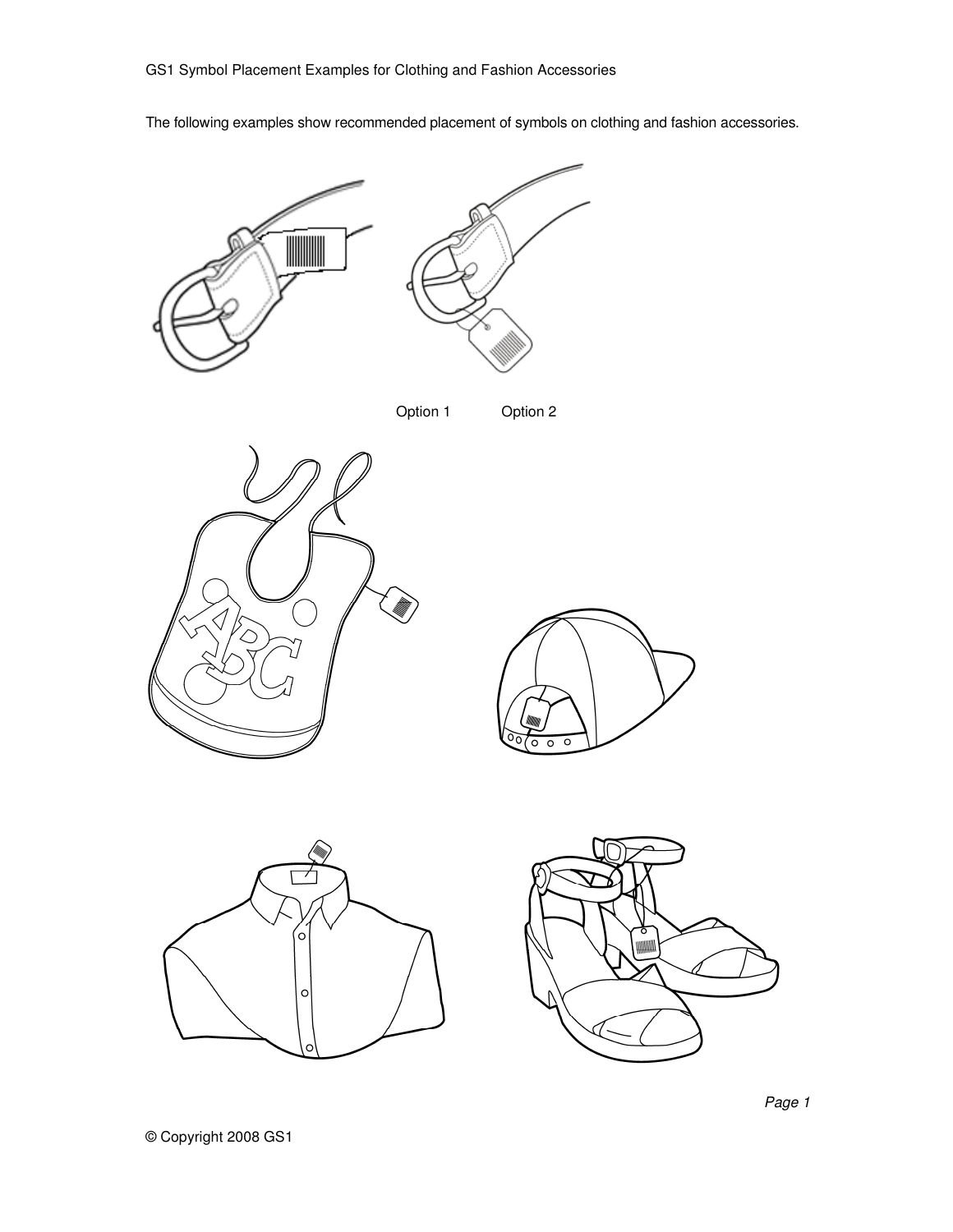GS1 Symbol Placement Examples for Clothing and Fashion Accessories

The following examples show recommended placement of symbols on clothing and fashion accessories.

Option 1 Option 2

© Copyright 2008 GS1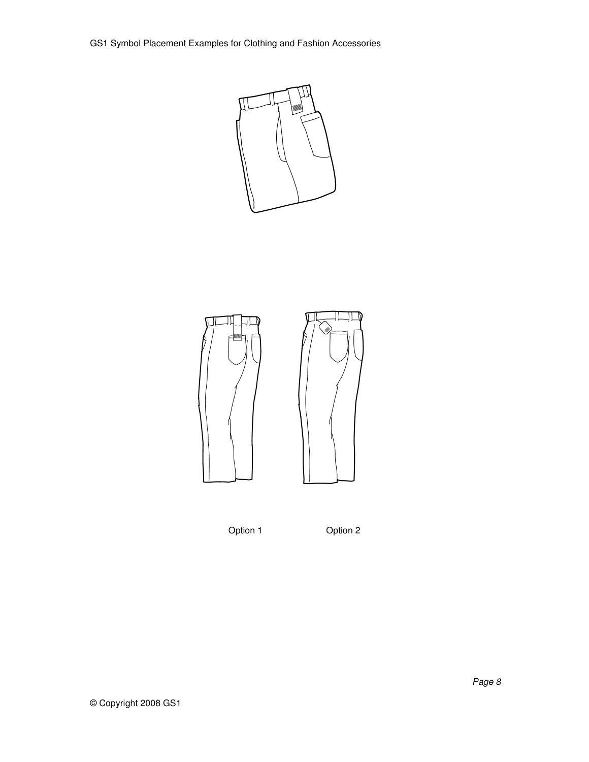Option 1

Option 2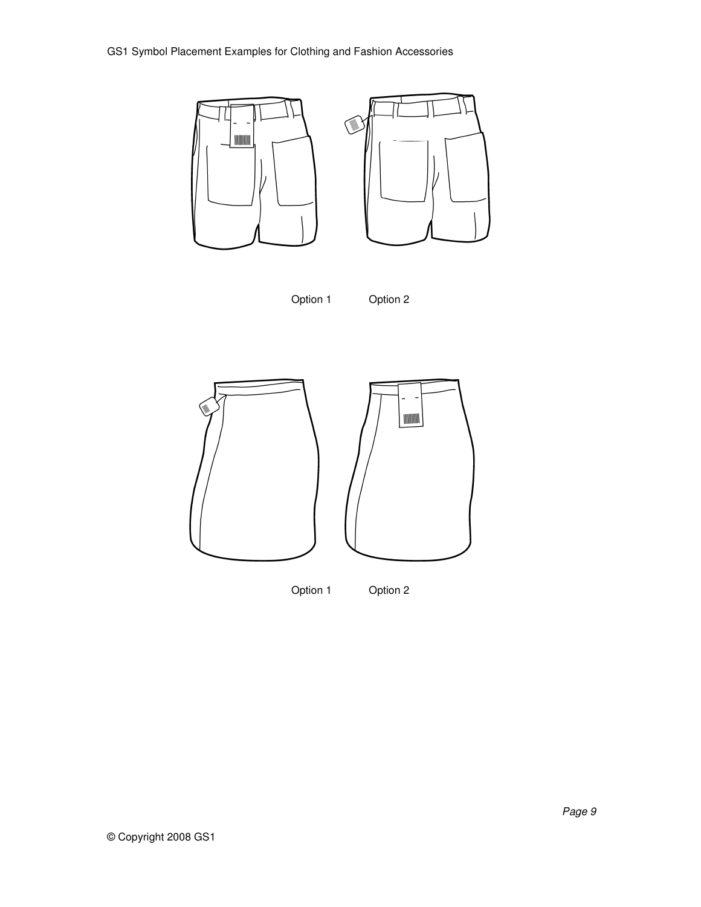Option 1 Option 2

Option 1 Option 2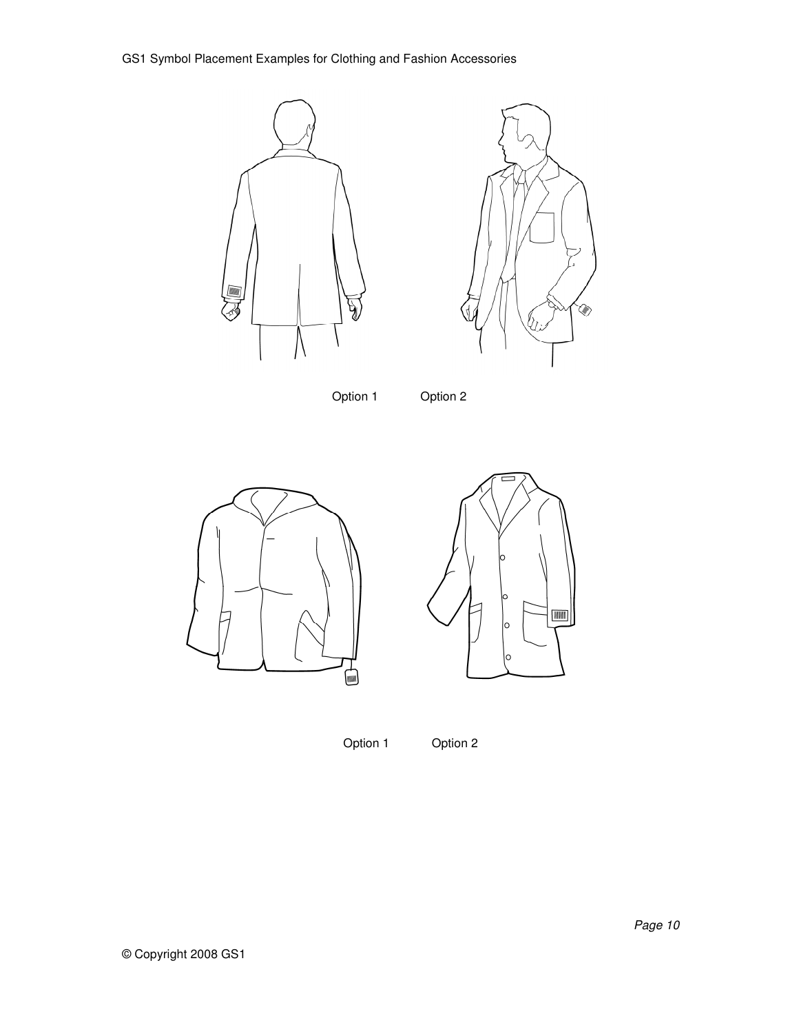Option 1 Option 2

Option 1 Option 2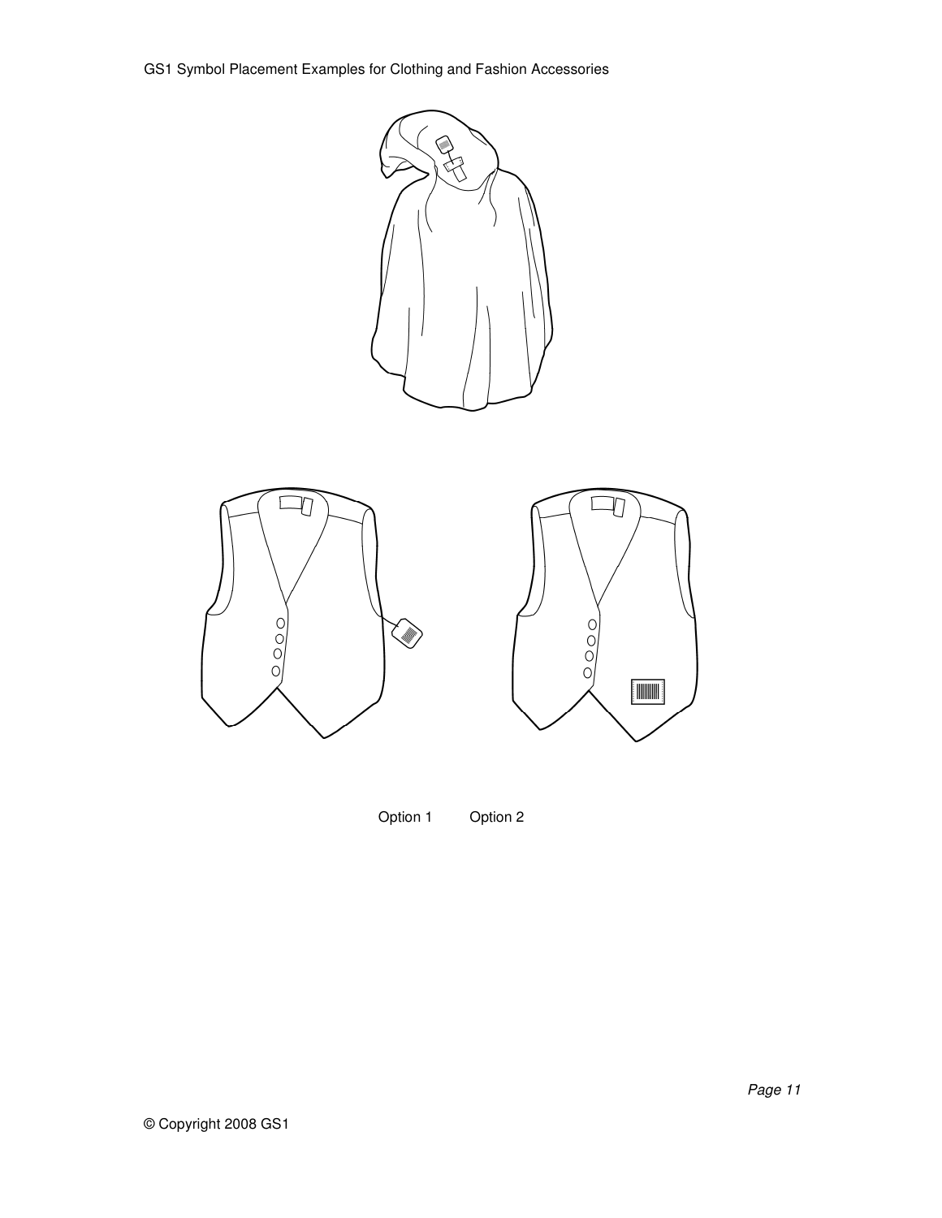Option 1 Option 2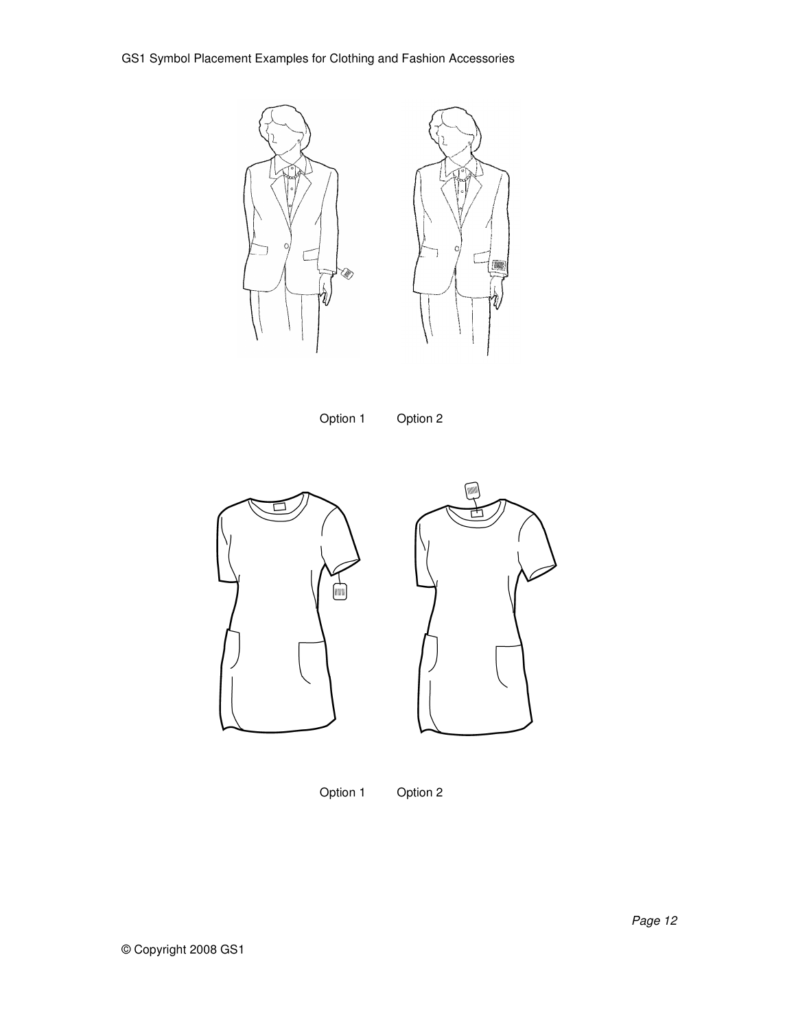Option 1 Option 2

Option 1 Option 2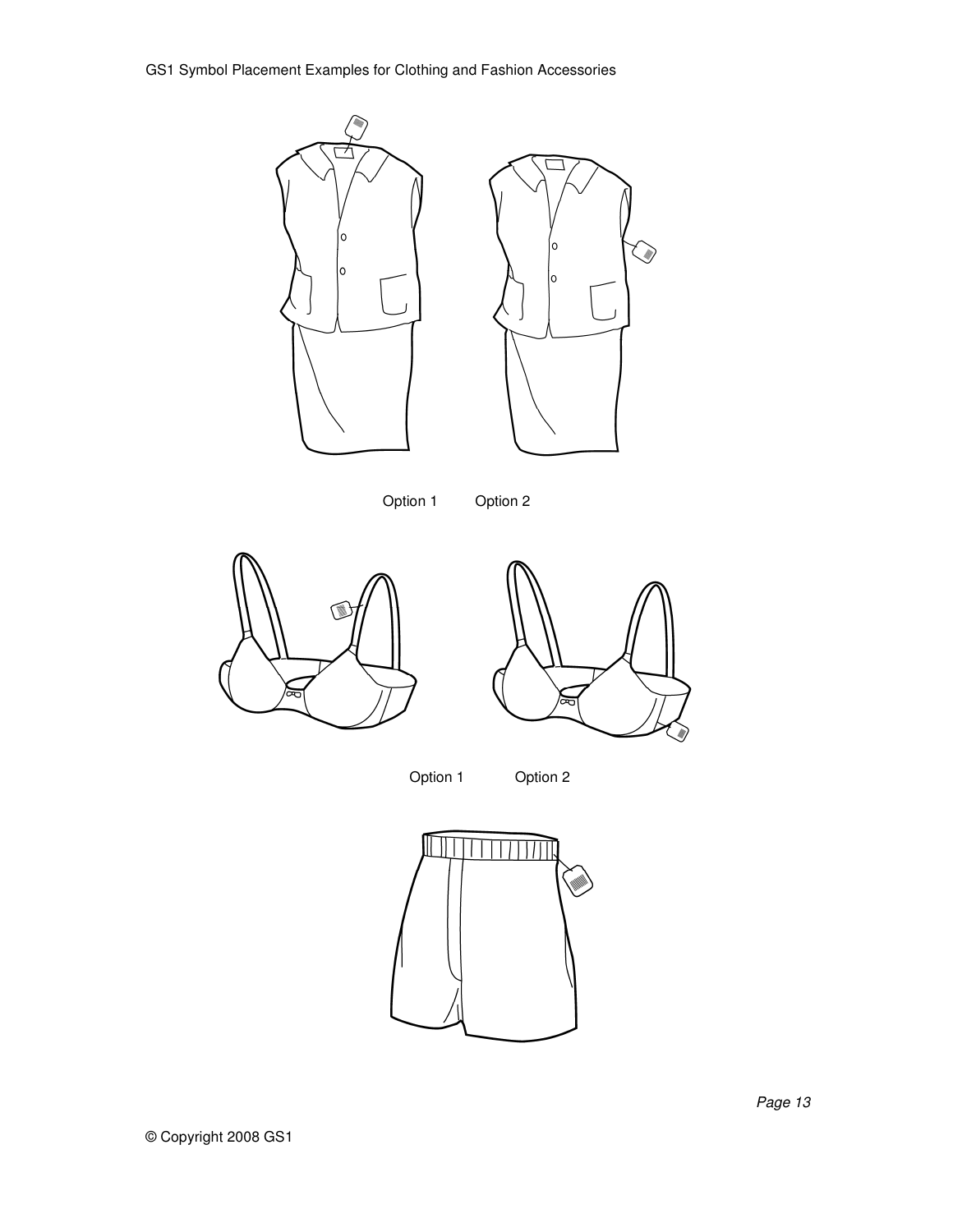Option 1 Option 2

Option 1 Option 2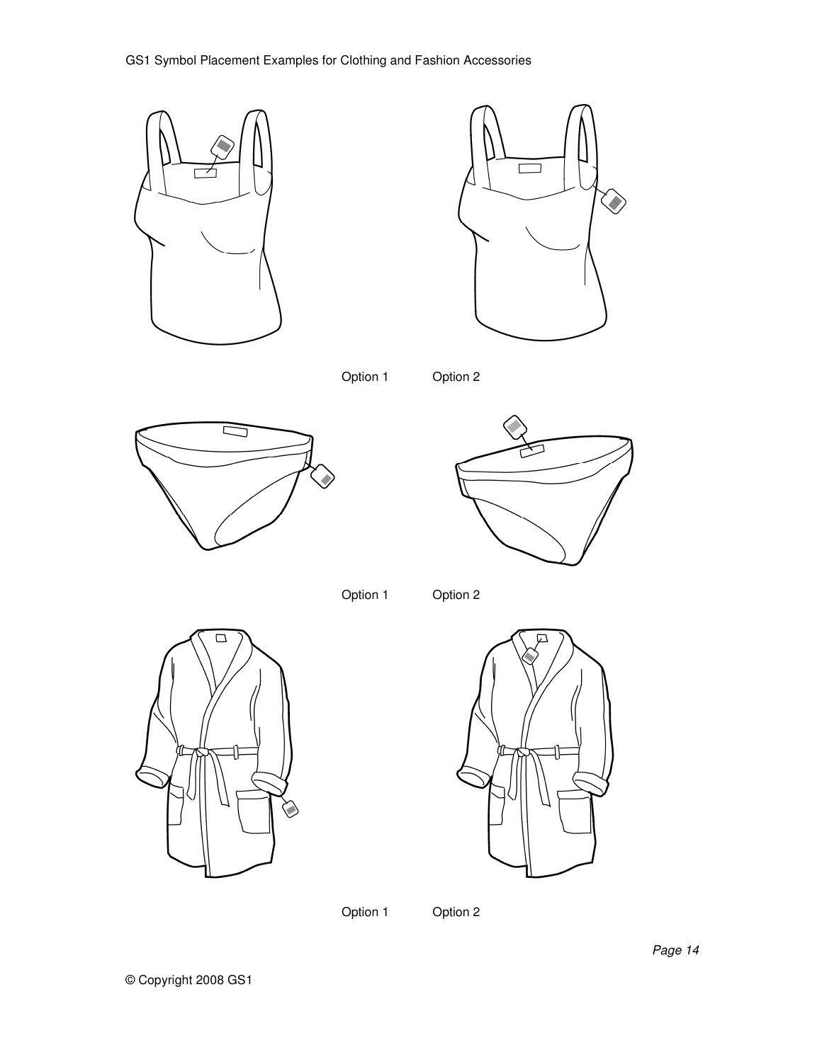Option 1 Option 2

Option 1 Option 2

Option 1 Option 2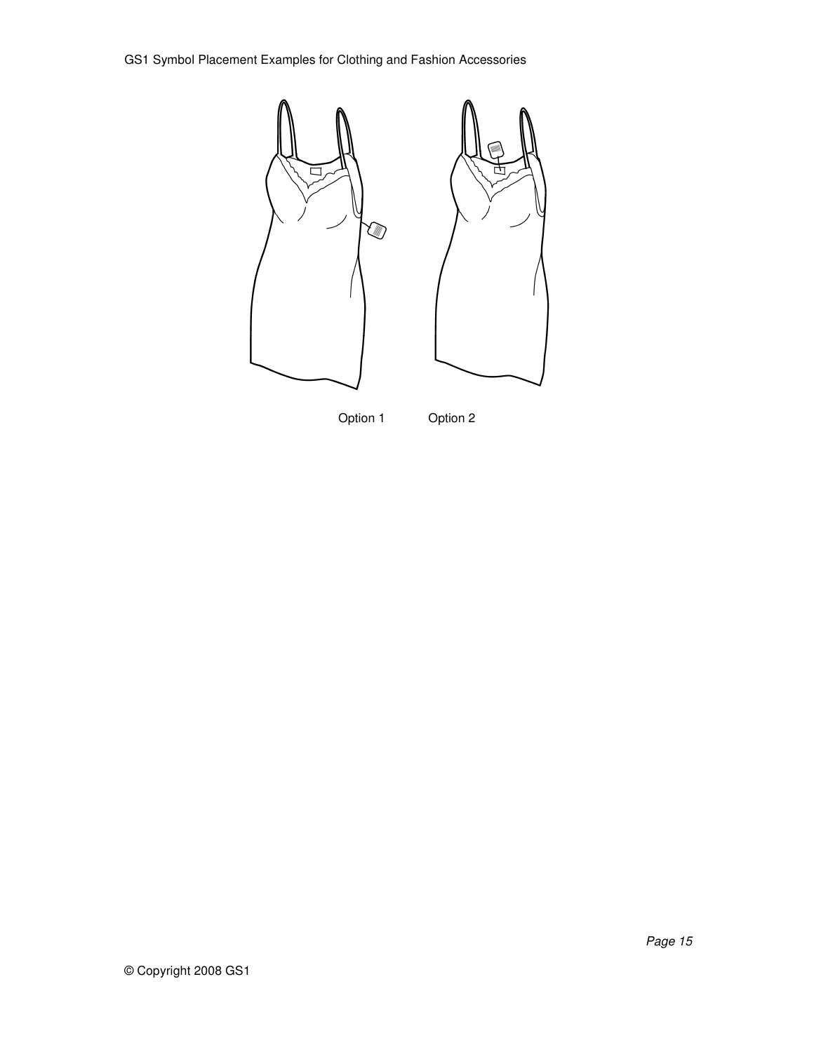Option 1

Option 2